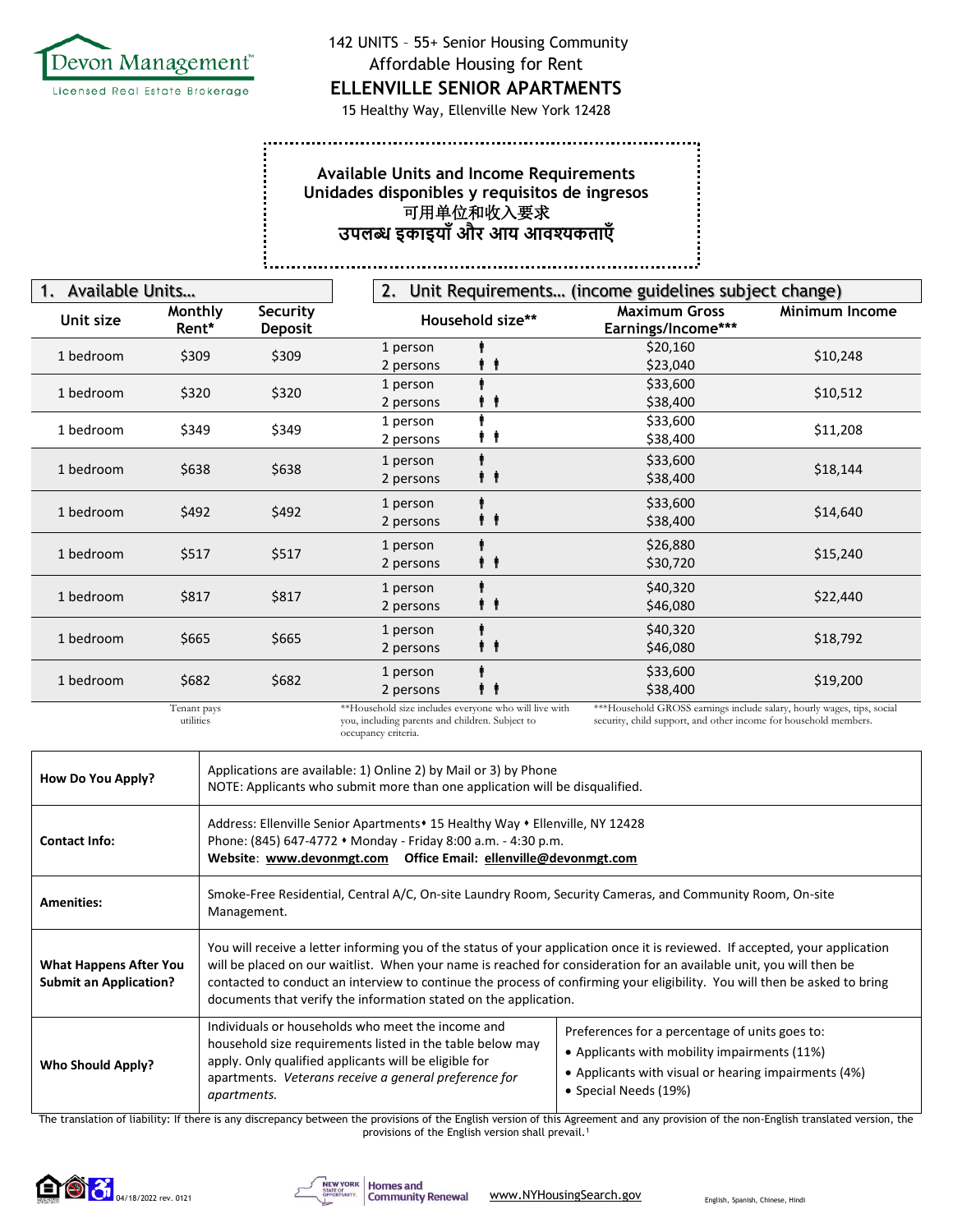Devon Management™
Licensed Real Estate Brokerage

142 UNITS – 55+ Senior Housing Community
Affordable Housing for Rent

# ELLENVILLE SENIOR APARTMENTS

15 Healthy Way, Ellenville New York 12428

**Available Units and Income Requirements**
**Unidades disponibles y requisitos de ingresos**
**可用单位和收入要求**
**उपलब्ध इकाइयाँ और आय आवश्यकताएँ**

| 1. Available Units… | | | 2. Unit Requirements… (income guidelines subject change) | | |
|---|---|---|---|---|---|
| **Unit size** | **Monthly Rent*** | **Security Deposit** | **Household size**** | **Maximum Gross Earnings/Income***** | **Minimum Income** |
| 1 bedroom | $309 | $309 | 1 person<br>2 persons | $20,160<br>$23,040 | $10,248 |
| 1 bedroom | $320 | $320 | 1 person<br>2 persons | $33,600<br>$38,400 | $10,512 |
| 1 bedroom | $349 | $349 | 1 person<br>2 persons | $33,600<br>$38,400 | $11,208 |
| 1 bedroom | $638 | $638 | 1 person<br>2 persons | $33,600<br>$38,400 | $18,144 |
| 1 bedroom | $492 | $492 | 1 person<br>2 persons | $33,600<br>$38,400 | $14,640 |
| 1 bedroom | $517 | $517 | 1 person<br>2 persons | $26,880<br>$30,720 | $15,240 |
| 1 bedroom | $817 | $817 | 1 person<br>2 persons | $40,320<br>$46,080 | $22,440 |
| 1 bedroom | $665 | $665 | 1 person<br>2 persons | $40,320<br>$46,080 | $18,792 |
| 1 bedroom | $682 | $682 | 1 person<br>2 persons | $33,600<br>$38,400 | $19,200 |

*Tenant pays utilities

**Household size includes everyone who will live with you, including parents and children. Subject to occupancy criteria.

***Household GROSS earnings include salary, hourly wages, tips, social security, child support, and other income for household members.

| | |
|---|---|
| **How Do You Apply?** | Applications are available: 1) Online 2) by Mail or 3) by Phone<br>NOTE: Applicants who submit more than one application will be disqualified. |
| **Contact Info:** | Address: Ellenville Senior Apartments • 15 Healthy Way • Ellenville, NY 12428<br>Phone: (845) 647-4772 • Monday - Friday 8:00 a.m. - 4:30 p.m.<br>**Website: www.devonmgt.com Office Email: ellenville@devonmgt.com** |
| **Amenities:** | Smoke-Free Residential, Central A/C, On-site Laundry Room, Security Cameras, and Community Room, On-site Management. |
| **What Happens After You Submit an Application?** | You will receive a letter informing you of the status of your application once it is reviewed. If accepted, your application will be placed on our waitlist. When your name is reached for consideration for an available unit, you will then be contacted to conduct an interview to continue the process of confirming your eligibility. You will then be asked to bring documents that verify the information stated on the application. |
| **Who Should Apply?** | Individuals or households who meet the income and household size requirements listed in the table below may apply. Only qualified applicants will be eligible for apartments. *Veterans receive a general preference for apartments.*<br><br>Preferences for a percentage of units goes to:<br>• Applicants with mobility impairments (11%)<br>• Applicants with visual or hearing impairments (4%)<br>• Special Needs (19%) |

The translation of liability: If there is any discrepancy between the provisions of the English version of this Agreement and any provision of the non-English translated version, the provisions of the English version shall prevail.[1]

04/18/2022 rev. 0121

NEW YORK STATE OF OPPORTUNITY. Homes and Community Renewal

www.NYHousingSearch.gov

English, Spanish, Chinese, Hindi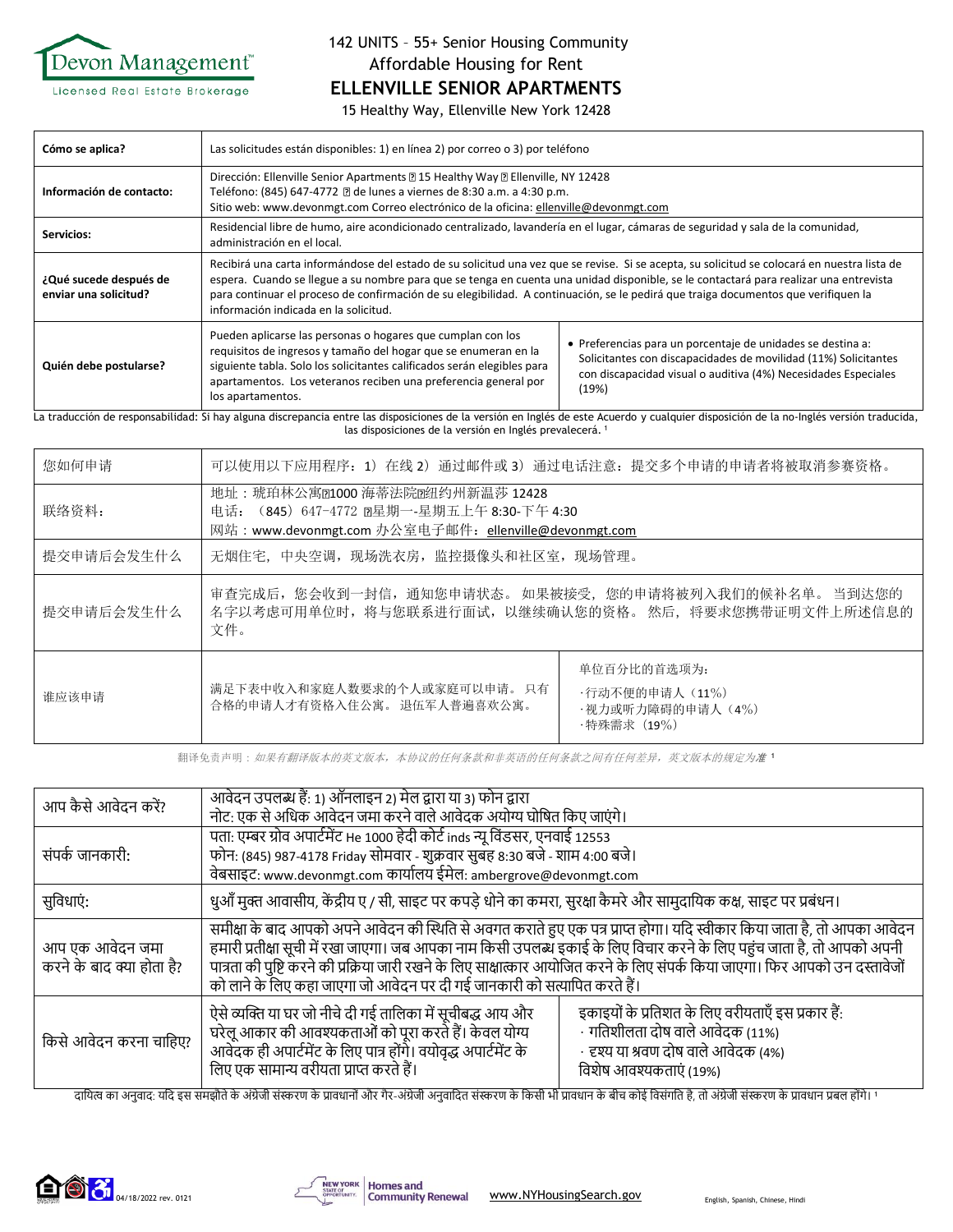Devon Management™
Licensed Real Estate Brokerage

142 UNITS – 55+ Senior Housing Community
Affordable Housing for Rent
**ELLENVILLE SENIOR APARTMENTS**
15 Healthy Way, Ellenville New York 12428

| | |
|---|---|
| **Cómo se aplica?** | Las solicitudes están disponibles: 1) en línea 2) por correo o 3) por teléfono |
| **Información de contacto:** | Dirección: Ellenville Senior Apartments ⍰ 15 Healthy Way ⍰ Ellenville, NY 12428<br>Teléfono: (845) 647-4772 ⍰ de lunes a viernes de 8:30 a.m. a 4:30 p.m.<br>Sitio web: www.devonmgt.com Correo electrónico de la oficina: ellenville@devonmgt.com |
| **Servicios:** | Residencial libre de humo, aire acondicionado centralizado, lavandería en el lugar, cámaras de seguridad y sala de la comunidad, administración en el local. |
| **¿Qué sucede después de enviar una solicitud?** | Recibirá una carta informándose del estado de su solicitud una vez que se revise. Si se acepta, su solicitud se colocará en nuestra lista de espera. Cuando se llegue a su nombre para que se tenga en cuenta una unidad disponible, se le contactará para realizar una entrevista para continuar el proceso de confirmación de su elegibilidad. A continuación, se le pedirá que traiga documentos que verifiquen la información indicada en la solicitud. |
| **Quién debe postularse?** | Pueden aplicarse las personas o hogares que cumplan con los requisitos de ingresos y tamaño del hogar que se enumeran en la siguiente tabla. Solo los solicitantes calificados serán elegibles para apartamentos. Los veteranos reciben una preferencia general por los apartamentos.<br><br>• Preferencias para un porcentaje de unidades se destina a: Solicitantes con discapacidades de movilidad (11%) Solicitantes con discapacidad visual o auditiva (4%) Necesidades Especiales (19%) |

La traducción de responsabilidad: Si hay alguna discrepancia entre las disposiciones de la versión en Inglés de este Acuerdo y cualquier disposición de la no-Inglés versión traducida, las disposiciones de la versión en Inglés prevalecerá. [1]

| | |
|---|---|
| 您如何申请 | 可以使用以下应用程序：1）在线 2）通过邮件或 3）通过电话注意：提交多个申请的申请者将被取消参赛资格。 |
| 联络资料： | 地址：琥珀林公寓⍰1000 海蒂法院⍰纽约州新温莎 12428<br>电话：（845）647-4772 ⍰星期一-星期五上午 8:30-下午 4:30<br>网站：www.devonmgt.com 办公室电子邮件：ellenville@devonmgt.com |
| 提交申请后会发生什么 | 无烟住宅，中央空调，现场洗衣房，监控摄像头和社区室，现场管理。 |
| 提交申请后会发生什么 | 审查完成后，您会收到一封信，通知您申请状态。 如果被接受，您的申请将被列入我们的候补名单。 当到达您的名字以考虑可用单位时，将与您联系进行面试，以继续确认您的资格。 然后，将要求您携带证明文件上所述信息的文件。 |
| 谁应该申请 | 满足下表中收入和家庭人数要求的个人或家庭可以申请。 只有合格的申请人才有资格入住公寓。 退伍军人普遍喜欢公寓。<br><br>单位百分比的首选项为：<br>·行动不便的申请人（11%）<br>·视力或听力障碍的申请人（4%）<br>·特殊需求（19%） |

*翻译免责声明：如果有翻译版本的英文版本，本协议的任何条款和非英语的任何条款之间有任何差异，英文版本的规定为准* [1]

| | |
|---|---|
| आप कैसे आवेदन करें? | आवेदन उपलब्ध हैं: 1) ऑनलाइन 2) मेल द्वारा या 3) फोन द्वारा<br>नोट: एक से अधिक आवेदन जमा करने वाले आवेदक अयोग्य घोषित किए जाएंगे। |
| संपर्क जानकारी: | पता: एम्बर ग्रोव अपार्टमेंट He 1000 हेदी कोर्ट inds न्यू विंडसर, एनवाई 12553<br>फोन: (845) 987-4178 Friday सोमवार - शुक्रवार सुबह 8:30 बजे - शाम 4:00 बजे।<br>वेबसाइट: www.devonmgt.com कार्यालय ईमेल: ambergrove@devonmgt.com |
| सुविधाएं: | धुआँ मुक्त आवासीय, केंद्रीय ए / सी, साइट पर कपड़े धोने का कमरा, सुरक्षा कैमरे और सामुदायिक कक्ष, साइट पर प्रबंधन। |
| आप एक आवेदन जमा करने के बाद क्या होता है? | समीक्षा के बाद आपको अपने आवेदन की स्थिति से अवगत कराते हुए एक पत्र प्राप्त होगा। यदि स्वीकार किया जाता है, तो आपका आवेदन हमारी प्रतीक्षा सूची में रखा जाएगा। जब आपका नाम किसी उपलब्ध इकाई के लिए विचार करने के लिए पहुंच जाता है, तो आपको अपनी पात्रता की पुष्टि करने की प्रक्रिया जारी रखने के लिए साक्षात्कार आयोजित करने के लिए संपर्क किया जाएगा। फिर आपको उन दस्तावेजों को लाने के लिए कहा जाएगा जो आवेदन पर दी गई जानकारी को सत्यापित करते हैं। |
| किसे आवेदन करना चाहिए? | ऐसे व्यक्ति या घर जो नीचे दी गई तालिका में सूचीबद्ध आय और घरेलू आकार की आवश्यकताओं को पूरा करते हैं। केवल योग्य आवेदक ही अपार्टमेंट के लिए पात्र होंगे। वयोवृद्ध अपार्टमेंट के लिए एक सामान्य वरीयता प्राप्त करते हैं।<br><br>इकाइयों के प्रतिशत के लिए वरीयताएँ इस प्रकार हैं:<br>· गतिशीलता दोष वाले आवेदक (11%)<br>· दृश्य या श्रवण दोष वाले आवेदक (4%)<br>विशेष आवश्यकताएं (19%) |

दायित्व का अनुवाद: यदि इस समझौते के अंग्रेजी संस्करण के प्रावधानों और गैर-अंग्रेजी अनुवादित संस्करण के किसी भी प्रावधान के बीच कोई विसंगति है, तो अंग्रेजी संस्करण के प्रावधान प्रबल होंगे। [1]

04/18/2022 rev. 0121

NEW YORK STATE OF OPPORTUNITY. Homes and Community Renewal

www.NYHousingSearch.gov

English, Spanish, Chinese, Hindi